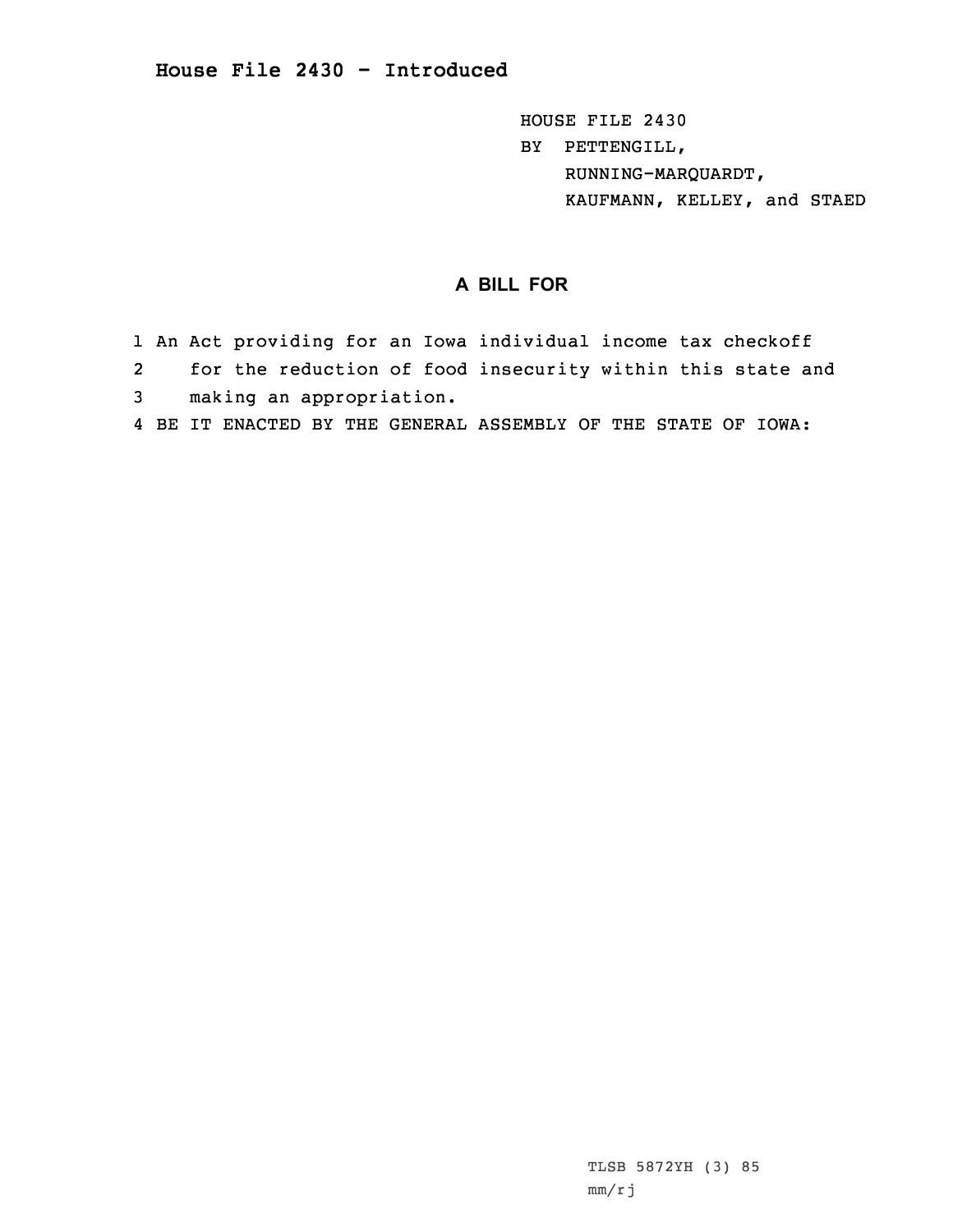# House File 2430 - Introduced

HOUSE FILE 2430
BY PETTENGILL,
RUNNING-MARQUARDT,
KAUFMANN, KELLEY, and STAED

## A BILL FOR

1 An Act providing for an Iowa individual income tax checkoff
2 for the reduction of food insecurity within this state and
3 making an appropriation.
4 BE IT ENACTED BY THE GENERAL ASSEMBLY OF THE STATE OF IOWA:

TLSB 5872YH (3) 85
mm/rj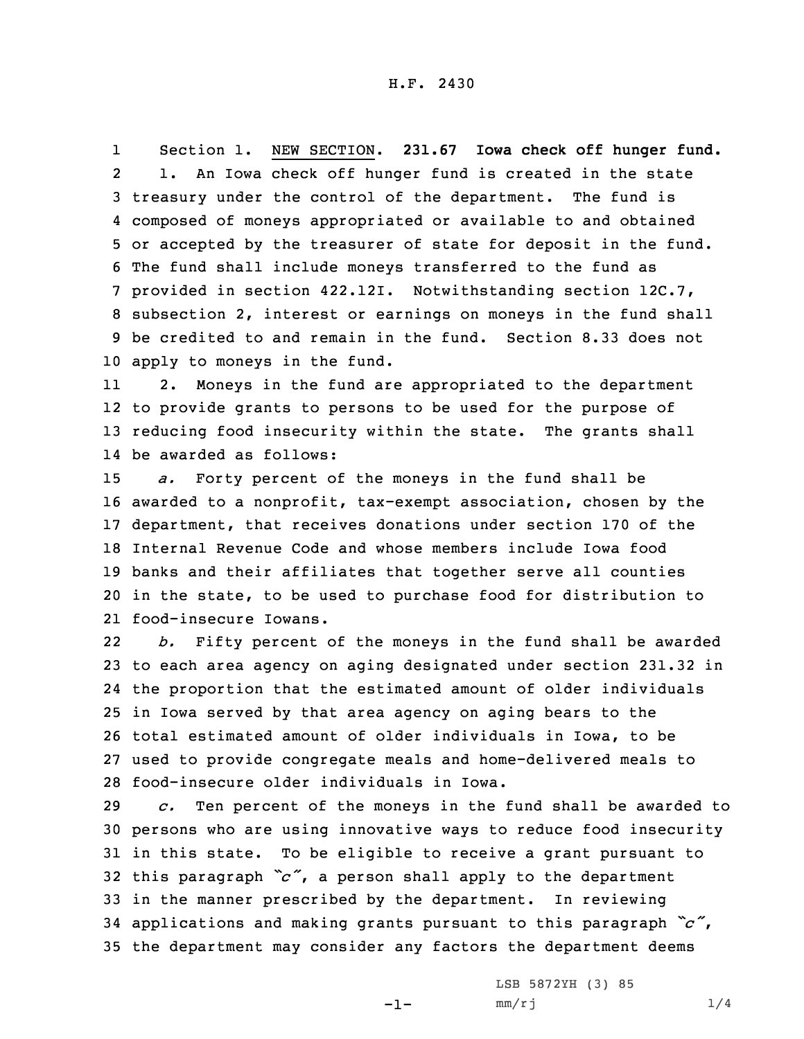H.F. 2430

Section 1. NEW SECTION. **231.67 Iowa check off hunger fund.**

1. An Iowa check off hunger fund is created in the state treasury under the control of the department. The fund is composed of moneys appropriated or available to and obtained or accepted by the treasurer of state for deposit in the fund. The fund shall include moneys transferred to the fund as provided in section 422.12I. Notwithstanding section 12C.7, subsection 2, interest or earnings on moneys in the fund shall be credited to and remain in the fund. Section 8.33 does not apply to moneys in the fund.

2. Moneys in the fund are appropriated to the department to provide grants to persons to be used for the purpose of reducing food insecurity within the state. The grants shall be awarded as follows:

*a.* Forty percent of the moneys in the fund shall be awarded to a nonprofit, tax-exempt association, chosen by the department, that receives donations under section 170 of the Internal Revenue Code and whose members include Iowa food banks and their affiliates that together serve all counties in the state, to be used to purchase food for distribution to food-insecure Iowans.

*b.* Fifty percent of the moneys in the fund shall be awarded to each area agency on aging designated under section 231.32 in the proportion that the estimated amount of older individuals in Iowa served by that area agency on aging bears to the total estimated amount of older individuals in Iowa, to be used to provide congregate meals and home-delivered meals to food-insecure older individuals in Iowa.

*c.* Ten percent of the moneys in the fund shall be awarded to persons who are using innovative ways to reduce food insecurity in this state. To be eligible to receive a grant pursuant to this paragraph *"c"*, a person shall apply to the department in the manner prescribed by the department. In reviewing applications and making grants pursuant to this paragraph *"c"*, the department may consider any factors the department deems

LSB 5872YH (3) 85
mm/rj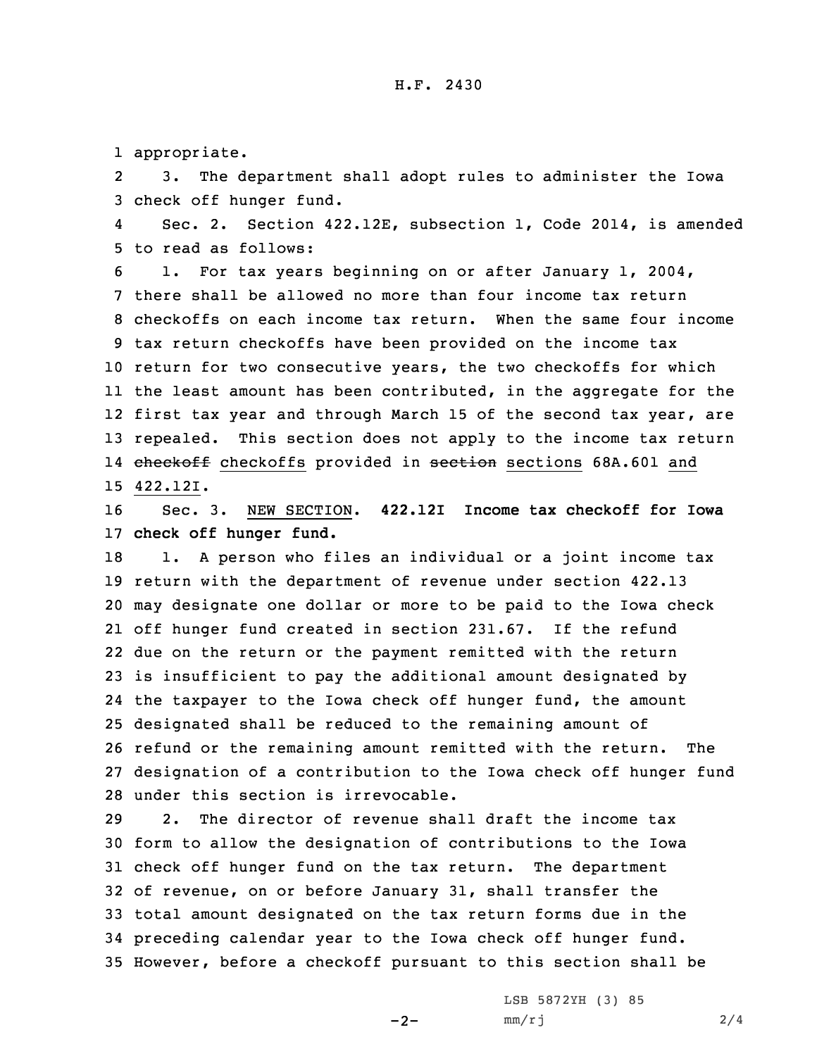appropriate.

3. The department shall adopt rules to administer the Iowa check off hunger fund.

Sec. 2. Section 422.12E, subsection 1, Code 2014, is amended to read as follows:

1. For tax years beginning on or after January 1, 2004, there shall be allowed no more than four income tax return checkoffs on each income tax return. When the same four income tax return checkoffs have been provided on the income tax return for two consecutive years, the two checkoffs for which the least amount has been contributed, in the aggregate for the first tax year and through March 15 of the second tax year, are repealed. This section does not apply to the income tax return ~~checkoff~~ checkoffs provided in ~~section~~ sections 68A.601 and 422.12I.

Sec. 3. NEW SECTION. **422.12I Income tax checkoff for Iowa check off hunger fund.**

1. A person who files an individual or a joint income tax return with the department of revenue under section 422.13 may designate one dollar or more to be paid to the Iowa check off hunger fund created in section 231.67. If the refund due on the return or the payment remitted with the return is insufficient to pay the additional amount designated by the taxpayer to the Iowa check off hunger fund, the amount designated shall be reduced to the remaining amount of refund or the remaining amount remitted with the return. The designation of a contribution to the Iowa check off hunger fund under this section is irrevocable.

2. The director of revenue shall draft the income tax form to allow the designation of contributions to the Iowa check off hunger fund on the tax return. The department of revenue, on or before January 31, shall transfer the total amount designated on the tax return forms due in the preceding calendar year to the Iowa check off hunger fund. However, before a checkoff pursuant to this section shall be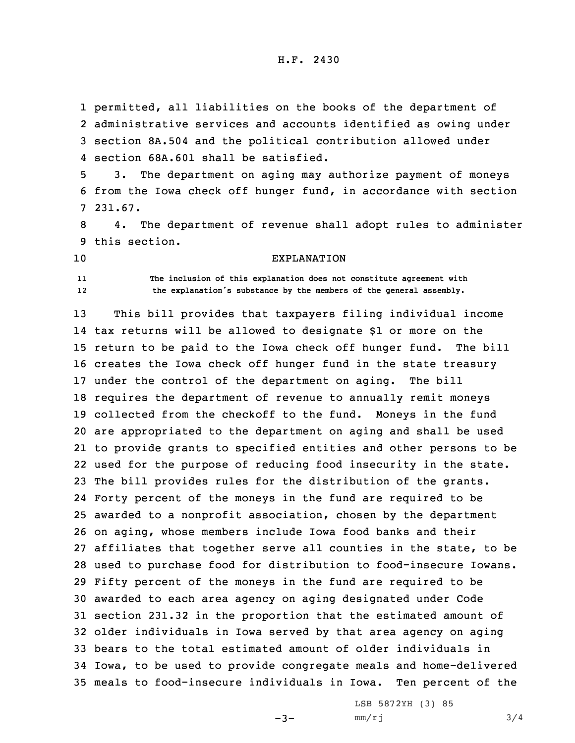permitted, all liabilities on the books of the department of administrative services and accounts identified as owing under section 8A.504 and the political contribution allowed under section 68A.601 shall be satisfied.

3. The department on aging may authorize payment of moneys from the Iowa check off hunger fund, in accordance with section 231.67.

4. The department of revenue shall adopt rules to administer this section.

## EXPLANATION

The inclusion of this explanation does not constitute agreement with the explanation's substance by the members of the general assembly.

This bill provides that taxpayers filing individual income tax returns will be allowed to designate $1 or more on the return to be paid to the Iowa check off hunger fund. The bill creates the Iowa check off hunger fund in the state treasury under the control of the department on aging. The bill requires the department of revenue to annually remit moneys collected from the checkoff to the fund. Moneys in the fund are appropriated to the department on aging and shall be used to provide grants to specified entities and other persons to be used for the purpose of reducing food insecurity in the state. The bill provides rules for the distribution of the grants. Forty percent of the moneys in the fund are required to be awarded to a nonprofit association, chosen by the department on aging, whose members include Iowa food banks and their affiliates that together serve all counties in the state, to be used to purchase food for distribution to food-insecure Iowans. Fifty percent of the moneys in the fund are required to be awarded to each area agency on aging designated under Code section 231.32 in the proportion that the estimated amount of older individuals in Iowa served by that area agency on aging bears to the total estimated amount of older individuals in Iowa, to be used to provide congregate meals and home-delivered meals to food-insecure individuals in Iowa. Ten percent of the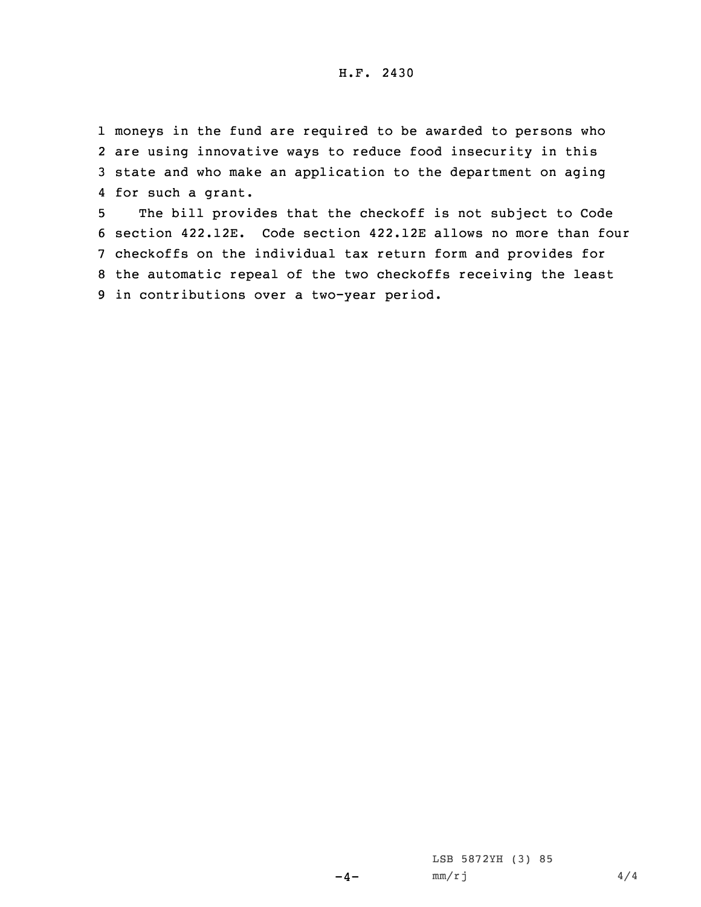moneys in the fund are required to be awarded to persons who are using innovative ways to reduce food insecurity in this state and who make an application to the department on aging for such a grant.

The bill provides that the checkoff is not subject to Code section 422.12E. Code section 422.12E allows no more than four checkoffs on the individual tax return form and provides for the automatic repeal of the two checkoffs receiving the least in contributions over a two-year period.